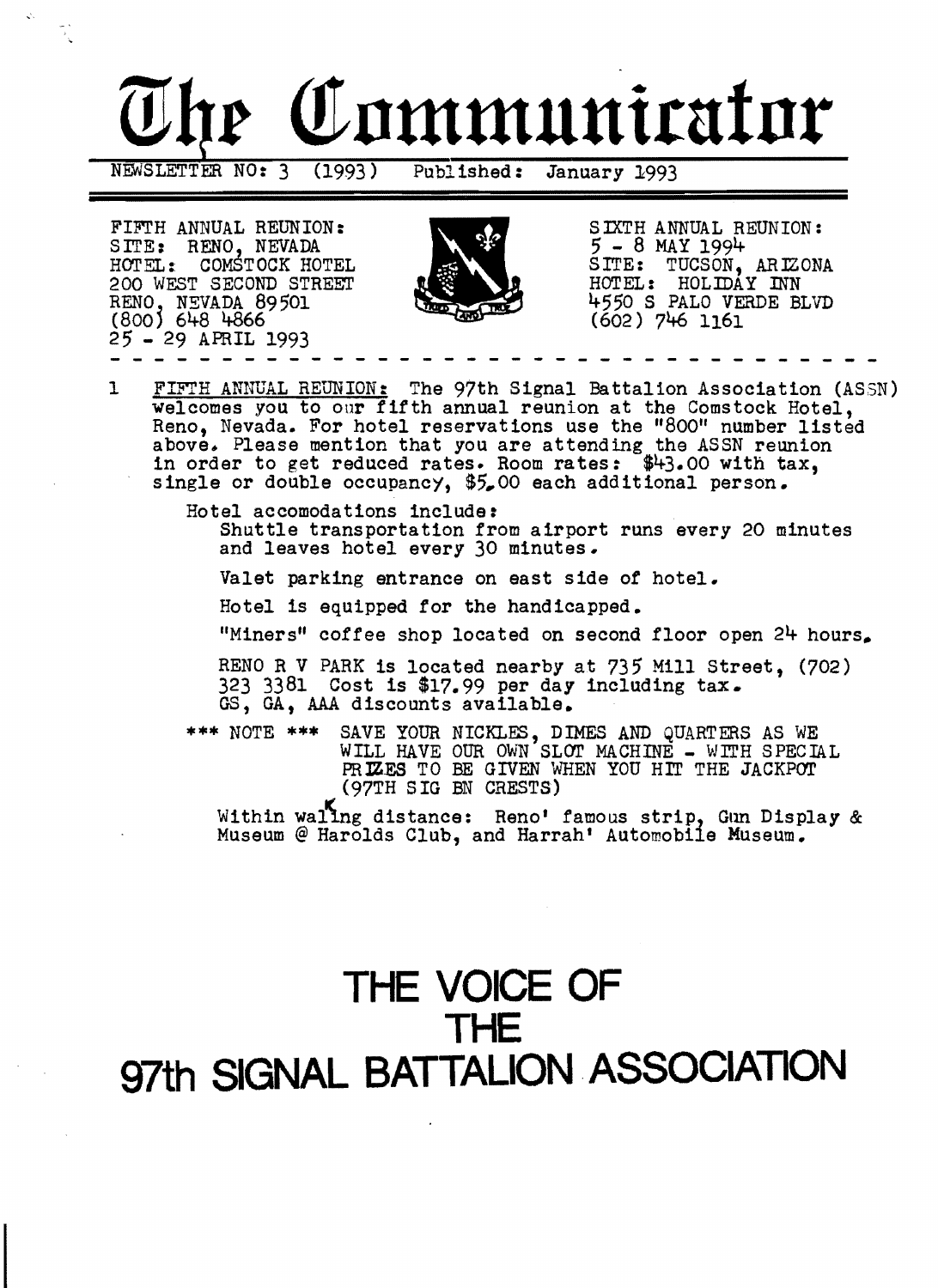# The Communicator

NEWSLETTER NO: 3 (1993) Published: January 1993

FIFTH ANNUAL REUNION:
SITE: RENO, NEVADA
HOTEL: COMSTOCK HOTEL
200 WEST SECOND STREET
RENO, NEVADA 89501
(800) 648 4866
25 - 29 APRIL 1993

SIXTH ANNUAL REUNION:
5 - 8 MAY 1994
SITE: TUCSON, ARIZONA
HOTEL: HOLIDAY INN
4550 S PALO VERDE BLVD
(602) 746 1161

1 FIFTH ANNUAL REUNION: The 97th Signal Battalion Association (ASSN) welcomes you to our fifth annual reunion at the Comstock Hotel, Reno, Nevada. For hotel reservations use the "800" number listed above. Please mention that you are attending the ASSN reunion in order to get reduced rates. Room rates: $43.00 with tax, single or double occupancy, $5.00 each additional person.

Hotel accomodations include:

Shuttle transportation from airport runs every 20 minutes and leaves hotel every 30 minutes.

Valet parking entrance on east side of hotel.

Hotel is equipped for the handicapped.

"Miners" coffee shop located on second floor open 24 hours.

RENO R V PARK is located nearby at 735 Mill Street, (702) 323 3381 Cost is $17.99 per day including tax. GS, GA, AAA discounts available.

\*\*\* NOTE \*\*\* SAVE YOUR NICKLES, DIMES AND QUARTERS AS WE WILL HAVE OUR OWN SLOT MACHINE - WITH SPECIAL PRIZES TO BE GIVEN WHEN YOU HIT THE JACKPOT (97TH SIG BN CRESTS)

Within walking distance: Reno' famous strip, Gun Display & Museum @ Harolds Club, and Harrah' Automobile Museum.

# THE VOICE OF THE 97th SIGNAL BATTALION ASSOCIATION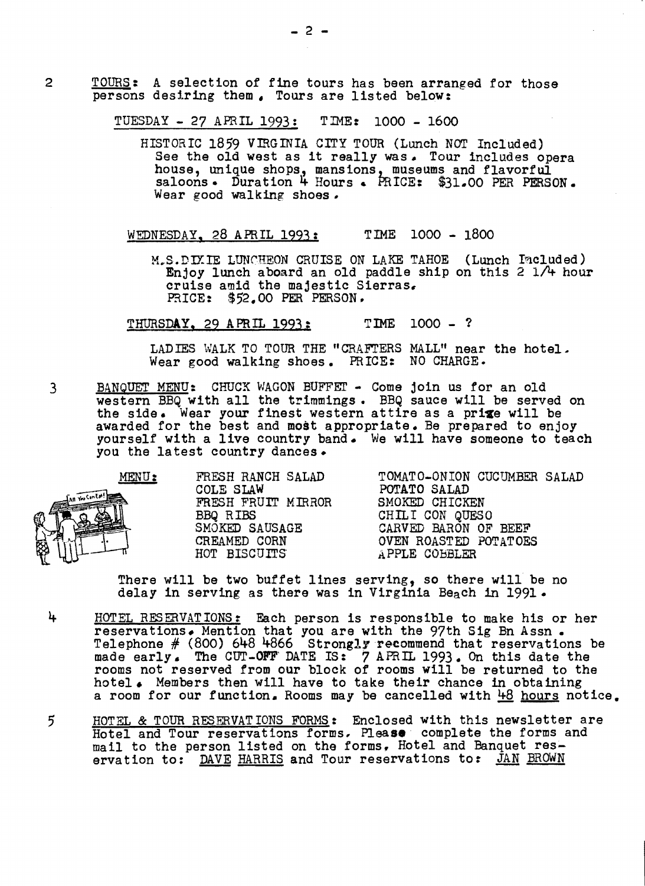2 <u>TOURS</u>: A selection of fine tours has been arranged for those persons desiring them. Tours are listed below:

<u>TUESDAY - 27 APRIL 1993:</u> TIME: 1000 - 1600

HISTORIC 1859 VIRGINIA CITY TOUR (Lunch NOT Included) See the old west as it really was. Tour includes opera house, unique shops, mansions, museums and flavorful saloons. Duration 4 Hours. PRICE: $31.00 PER PERSON. Wear good walking shoes.

<u>WEDNESDAY, 28 APRIL 1993:</u> TIME 1000 - 1800

M.S.DIXIE LUNCHEON CRUISE ON LAKE TAHOE (Lunch Included) Enjoy lunch aboard an old paddle ship on this 2 1/4 hour cruise amid the majestic Sierras. PRICE: $52.00 PER PERSON.

<u>THURSDAY, 29 APRIL 1993:</u> TIME 1000 - ?

LADIES WALK TO TOUR THE "CRAFTERS MALL" near the hotel. Wear good walking shoes. PRICE: NO CHARGE.

3 <u>BANQUET MENU</u>: CHUCK WAGON BUFFET - Come join us for an old western BBQ with all the trimmings. BBQ sauce will be served on the side. Wear your finest western attire as a prize will be awarded for the best and most appropriate. Be prepared to enjoy yourself with a live country band. We will have someone to teach you the latest country dances.

<u>MENU</u>:

| | |
|---|---|
| FRESH RANCH SALAD | TOMATO-ONION CUCUMBER SALAD |
| COLE SLAW | POTATO SALAD |
| FRESH FRUIT MIRROR | SMOKED CHICKEN |
| BBQ RIBS | CHILI CON QUESO |
| SMOKED SAUSAGE | CARVED BARON OF BEEF |
| CREAMED CORN | OVEN ROASTED POTATOES |
| HOT BISCUITS | APPLE COBBLER |

There will be two buffet lines serving, so there will be no delay in serving as there was in Virginia Beach in 1991.

4 <u>HOTEL RESERVATIONS</u>: Each person is responsible to make his or her reservations. Mention that you are with the 97th Sig Bn Assn. Telephone # (800) 648 4866 Strongly recommend that reservations be made early. The CUT-OFF DATE IS: 7 APRIL 1993. On this date the rooms not reserved from our block of rooms will be returned to the hotel. Members then will have to take their chance in obtaining a room for our function. Rooms may be cancelled with <u>48 hours</u> notice.

5 <u>HOTEL & TOUR RESERVATIONS FORMS</u>: Enclosed with this newsletter are Hotel and Tour reservations forms. Please complete the forms and mail to the person listed on the forms. Hotel and Banquet reservation to: <u>DAVE HARRIS</u> and Tour reservations to: <u>JAN BROWN</u>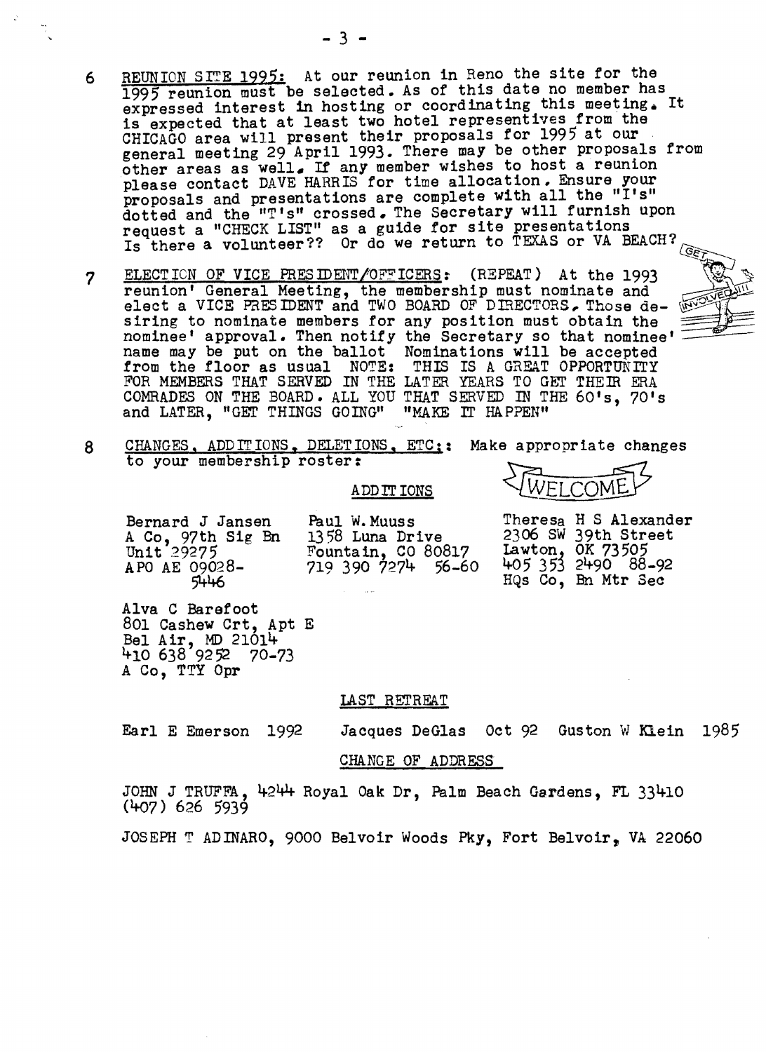6 REUNION SITE 1995: At our reunion in Reno the site for the 1995 reunion must be selected. As of this date no member has expressed interest in hosting or coordinating this meeting. It is expected that at least two hotel representatives from the CHICAGO area will present their proposals for 1995 at our general meeting 29 April 1993. There may be other proposals from other areas as well. If any member wishes to host a reunion please contact DAVE HARRIS for time allocation. Ensure your proposals and presentations are complete with all the "I's" dotted and the "T's" crossed. The Secretary will furnish upon request a "CHECK LIST" as a guide for site presentations. Is there a volunteer?? Or do we return to TEXAS or VA BEACH?

7 ELECTION OF VICE PRESIDENT/OFFICERS: (REPEAT) At the 1993 reunion' General Meeting, the membership must nominate and elect a VICE PRESIDENT and TWO BOARD OF DIRECTORS. Those desiring to nominate members for any position must obtain the nominee' approval. Then notify the Secretary so that nominee' name may be put on the ballot. Nominations will be accepted from the floor as usual. NOTE: THIS IS A GREAT OPPORTUNITY FOR MEMBERS THAT SERVED IN THE LATER YEARS TO GET THEIR ERA COMRADES ON THE BOARD. ALL YOU THAT SERVED IN THE 60's, 70's and LATER, "GET THINGS GOING" "MAKE IT HAPPEN"

8 CHANGES, ADDITIONS, DELETIONS, ETC:: Make appropriate changes to your membership roster:

ADDITIONS

WELCOME

Bernard J Jansen
A Co, 97th Sig Bn
Unit 29275
APO AE 09028-5446

Paul W. Muuss
1358 Luna Drive
Fountain, CO 80817
719 390 7274 56-60

Theresa H S Alexander
2306 SW 39th Street
Lawton, OK 73505
405 353 2490 88-92
HQs Co, Bn Mtr Sec

Alva C Barefoot
801 Cashew Crt, Apt E
Bel Air, MD 21014
410 638 9252 70-73
A Co, TTY Opr

LAST RETREAT

Earl E Emerson 1992 Jacques DeGlas Oct 92 Guston W Klein 1985

CHANGE OF ADDRESS

JOHN J TRUFFA, 4244 Royal Oak Dr, Palm Beach Gardens, FL 33410
(407) 626 5939

JOSEPH T ADINARO, 9000 Belvoir Woods Pky, Fort Belvoir, VA 22060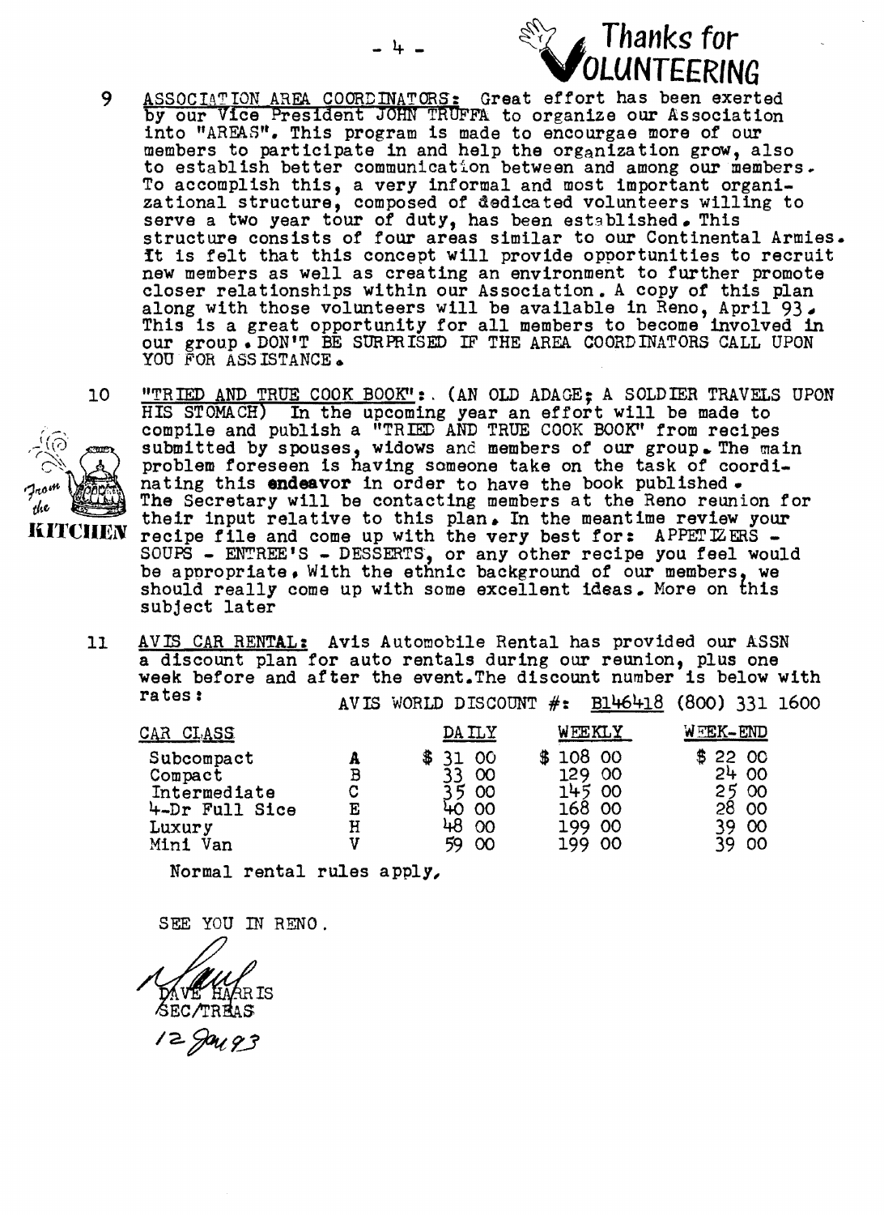**Thanks for VOLUNTEERING**

9 **ASSOCIATION AREA COORDINATORS:** Great effort has been exerted by our Vice President JOHN TRUFFA to organize our Association into "AREAS". This program is made to encourgae more of our members to participate in and help the organization grow, also to establish better communication between and among our members. To accomplish this, a very informal and most important organizational structure, composed of dedicated volunteers willing to serve a two year tour of duty, has been established. This structure consists of four areas similar to our Continental Armies. It is felt that this concept will provide opportunities to recruit new members as well as creating an environment to further promote closer relationships within our Association. A copy of this plan along with those volunteers will be available in Reno, April 93. This is a great opportunity for all members to become involved in our group. DON'T BE SURPRISED IF THE AREA COORDINATORS CALL UPON YOU FOR ASSISTANCE.

From the KITCHEN

10 **"TRIED AND TRUE COOK BOOK":** (AN OLD ADAGE; A SOLDIER TRAVELS UPON HIS STOMACH) In the upcoming year an effort will be made to compile and publish a "TRIED AND TRUE COOK BOOK" from recipes submitted by spouses, widows and members of our group. The main problem foreseen is having someone take on the task of coordinating this **endeavor** in order to have the book published. The Secretary will be contacting members at the Reno reunion for their input relative to this plan. In the meantime review your recipe file and come up with the very best for: APPETIZERS - SOUPS - ENTREE'S - DESSERTS, or any other recipe you feel would be appropriate. With the ethnic background of our members, we should really come up with some excellent ideas. More on this subject later

11 **AVIS CAR RENTAL:** Avis Automobile Rental has provided our ASSN a discount plan for auto rentals during our reunion, plus one week before and after the event. The discount number is below with rates:

AVIS WORLD DISCOUNT #: B146418 (800) 331 1600

| CAR CLASS | | DAILY | WEEKLY | WEEK-END |
|---|---|---|---|---|
| Subcompact | A | $ 31 00 | $ 108 00 | $ 22 00 |
| Compact | B | 33 00 | 129 00 | 24 00 |
| Intermediate | C | 35 00 | 145 00 | 25 00 |
| 4-Dr Full Sice | E | 40 00 | 168 00 | 28 00 |
| Luxury | H | 48 00 | 199 00 | 39 00 |
| Mini Van | V | 59 00 | 199 00 | 39 00 |

Normal rental rules apply,

SEE YOU IN RENO.

DAVE HARRIS
SEC/TREAS
12 Jan 93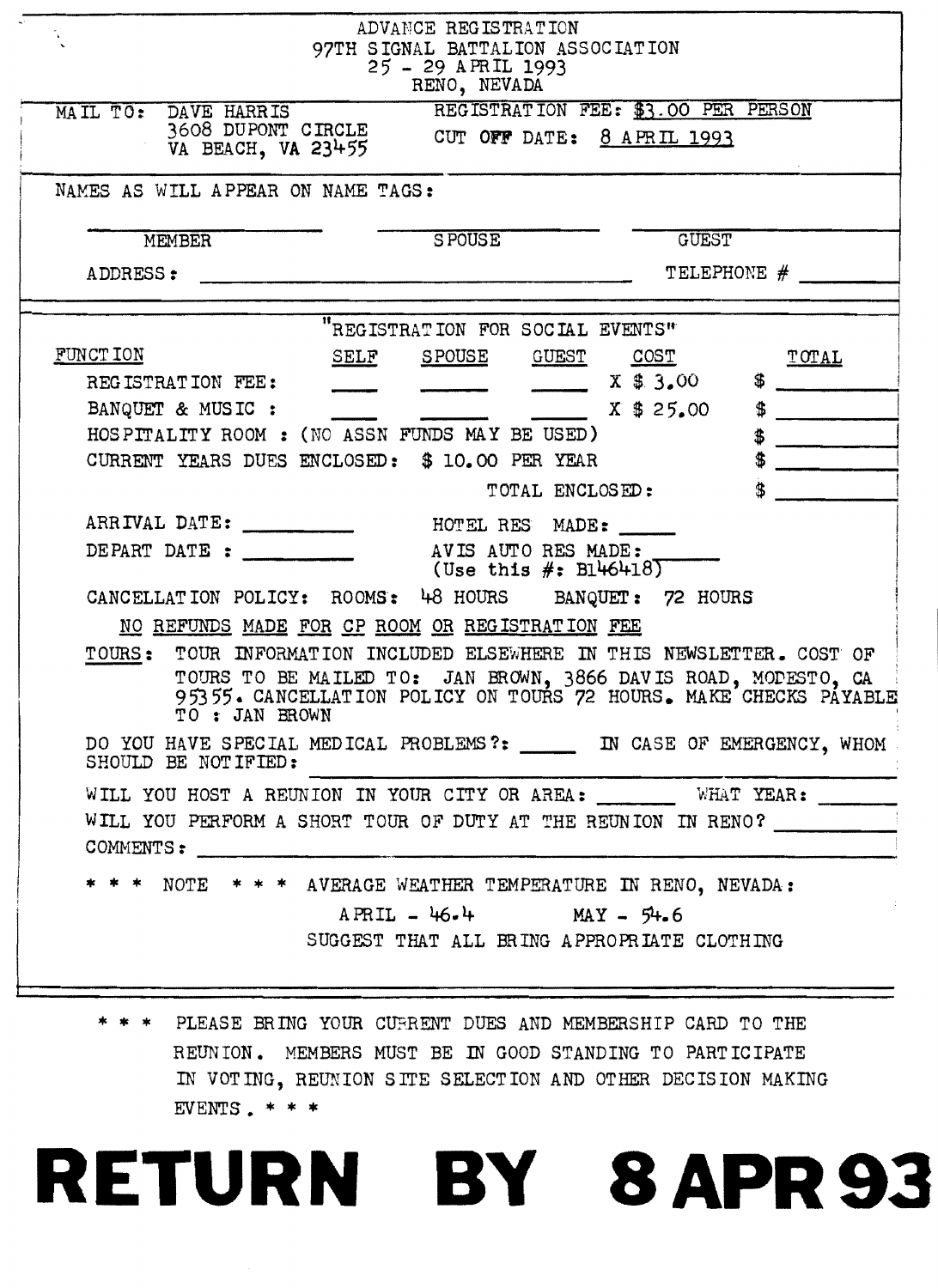# ADVANCE REGISTRATION
## 97TH SIGNAL BATTALION ASSOCIATION
## 25 - 29 APRIL 1993
## RENO, NEVADA

MAIL TO: DAVE HARRIS
3608 DUPONT CIRCLE
VA BEACH, VA 23455

REGISTRATION FEE: $3.00 PER PERSON

CUT OFF DATE: 8 APRIL 1993

NAMES AS WILL APPEAR ON NAME TAGS:

| MEMBER | SPOUSE | GUEST |
|---|---|---|
| | | |

ADDRESS: ____________________ TELEPHONE # ________

"REGISTRATION FOR SOCIAL EVENTS"

| FUNCTION | SELF | SPOUSE | GUEST | COST | TOTAL |
|---|---|---|---|---|---|
| REGISTRATION FEE: | ____ | ____ | ____ | X $ 3.00 | $ ____ |
| BANQUET & MUSIC : | ____ | ____ | ____ | X $ 25.00 | $ ____ |
| HOSPITALITY ROOM : (NO ASSN FUNDS MAY BE USED) | | | | | $ ____ |
| CURRENT YEARS DUES ENCLOSED: $ 10.00 PER YEAR | | | | | $ ____ |
| | | | TOTAL ENCLOSED: | | $ ____ |

ARRIVAL DATE: ________ HOTEL RES MADE: ______

DEPART DATE : ________ AVIS AUTO RES MADE: ______
(Use this #: B146418)

CANCELLATION POLICY: ROOMS: 48 HOURS BANQUET: 72 HOURS

NO REFUNDS MADE FOR CP ROOM OR REGISTRATION FEE

TOURS: TOUR INFORMATION INCLUDED ELSEWHERE IN THIS NEWSLETTER. COST OF TOURS TO BE MAILED TO: JAN BROWN, 3866 DAVIS ROAD, MODESTO, CA 95355. CANCELLATION POLICY ON TOURS 72 HOURS. MAKE CHECKS PAYABLE TO : JAN BROWN

DO YOU HAVE SPECIAL MEDICAL PROBLEMS?: ______ IN CASE OF EMERGENCY, WHOM SHOULD BE NOTIFIED: ____________________

WILL YOU HOST A REUNION IN YOUR CITY OR AREA: ________ WHAT YEAR: ________

WILL YOU PERFORM A SHORT TOUR OF DUTY AT THE REUNION IN RENO? ________

COMMENTS: ____________________

* * * NOTE * * * AVERAGE WEATHER TEMPERATURE IN RENO, NEVADA:

APRIL - 46.4 MAY - 54.6

SUGGEST THAT ALL BRING APPROPRIATE CLOTHING

* * * PLEASE BRING YOUR CURRENT DUES AND MEMBERSHIP CARD TO THE REUNION. MEMBERS MUST BE IN GOOD STANDING TO PARTICIPATE IN VOTING, REUNION SITE SELECTION AND OTHER DECISION MAKING EVENTS. * * *

# RETURN BY 8 APR 93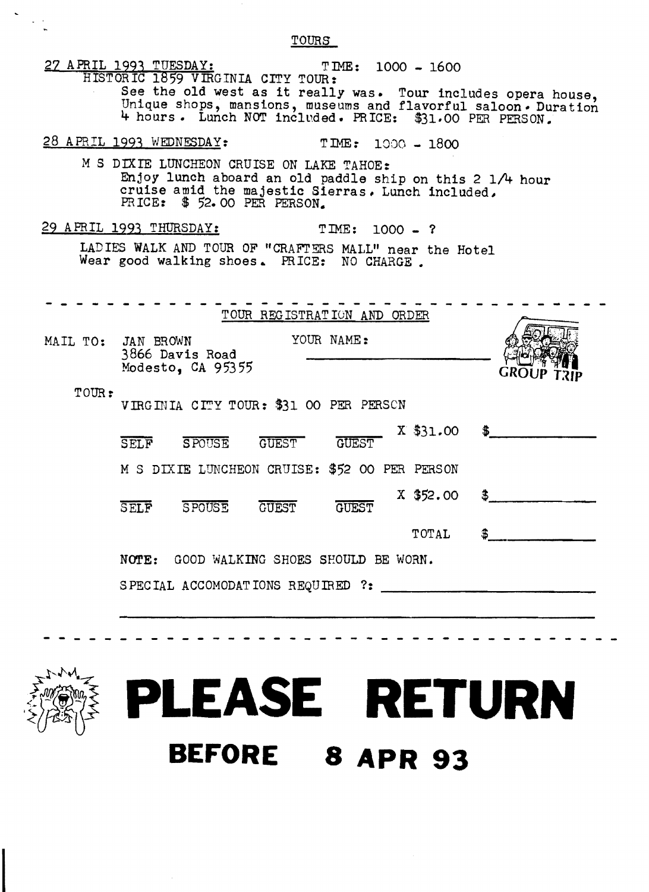# TOURS

**27 APRIL 1993 TUESDAY:** TIME: 1000 - 1600

HISTORIC 1859 VIRGINIA CITY TOUR:

See the old west as it really was. Tour includes opera house, Unique shops, mansions, museums and flavorful saloon. Duration 4 hours. Lunch NOT included. PRICE: $31.00 PER PERSON.

**28 APRIL 1993 WEDNESDAY:** TIME: 1000 - 1800

M S DIXIE LUNCHEON CRUISE ON LAKE TAHOE:

Enjoy lunch aboard an old paddle ship on this 2 1/4 hour cruise amid the majestic Sierras. Lunch included. PRICE: $ 52.00 PER PERSON.

**29 APRIL 1993 THURSDAY:** TIME: 1000 - ?

LADIES WALK AND TOUR OF "CRAFTERS MALL" near the Hotel
Wear good walking shoes. PRICE: NO CHARGE.

---

## TOUR REGISTRATION AND ORDER

MAIL TO: JAN BROWN
3866 Davis Road
Modesto, CA 95355

YOUR NAME: ______________________

GROUP TRIP

TOUR:

VIRGINIA CITY TOUR: $31 00 PER PERSON

| _____ | _____ | _____ | _____ | X $31.00 | $_________ |
|---|---|---|---|---|---|
| SELF | SPOUSE | GUEST | GUEST | | |

M S DIXIE LUNCHEON CRUISE: $52 00 PER PERSON

| _____ | _____ | _____ | _____ | X $52.00 | $_________ |
|---|---|---|---|---|---|
| SELF | SPOUSE | GUEST | GUEST | | |

TOTAL $_________

NOTE: GOOD WALKING SHOES SHOULD BE WORN.

SPECIAL ACCOMODATIONS REQUIRED ?: ______________________

______________________________________________

---

# PLEASE RETURN

## BEFORE 8 APR 93